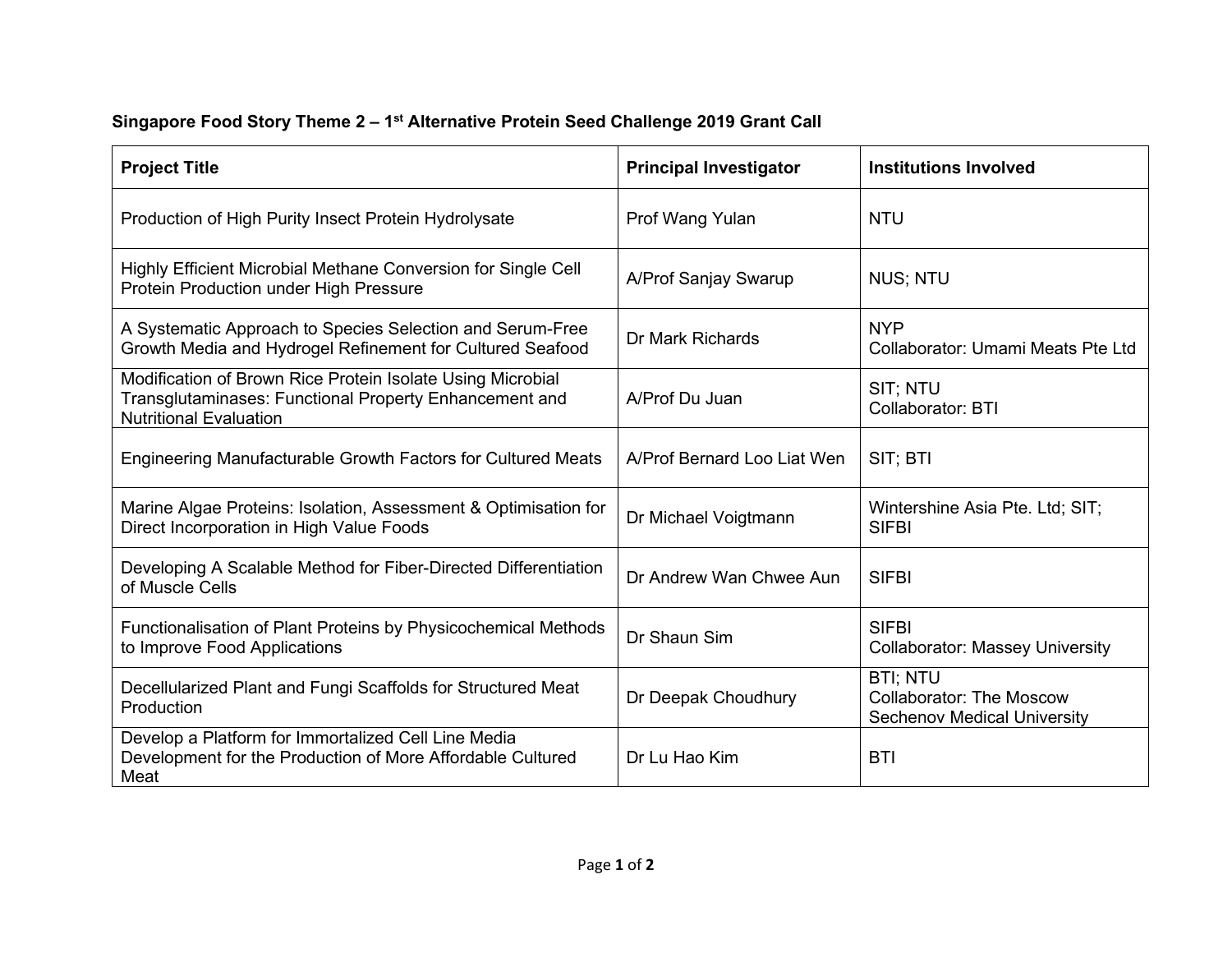**Singapore Food Story Theme 2 – 1st Alternative Protein Seed Challenge 2019 Grant Call**

| Project Title | Principal Investigator | Institutions Involved |
| --- | --- | --- |
| Production of High Purity Insect Protein Hydrolysate | Prof Wang Yulan | NTU |
| Highly Efficient Microbial Methane Conversion for Single Cell Protein Production under High Pressure | A/Prof Sanjay Swarup | NUS; NTU |
| A Systematic Approach to Species Selection and Serum-Free Growth Media and Hydrogel Refinement for Cultured Seafood | Dr Mark Richards | NYP<br>Collaborator: Umami Meats Pte Ltd |
| Modification of Brown Rice Protein Isolate Using Microbial Transglutaminases: Functional Property Enhancement and Nutritional Evaluation | A/Prof Du Juan | SIT; NTU<br>Collaborator: BTI |
| Engineering Manufacturable Growth Factors for Cultured Meats | A/Prof Bernard Loo Liat Wen | SIT; BTI |
| Marine Algae Proteins: Isolation, Assessment & Optimisation for Direct Incorporation in High Value Foods | Dr Michael Voigtmann | Wintershine Asia Pte. Ltd; SIT; SIFBI |
| Developing A Scalable Method for Fiber-Directed Differentiation of Muscle Cells | Dr Andrew Wan Chwee Aun | SIFBI |
| Functionalisation of Plant Proteins by Physicochemical Methods to Improve Food Applications | Dr Shaun Sim | SIFBI<br>Collaborator: Massey University |
| Decellularized Plant and Fungi Scaffolds for Structured Meat Production | Dr Deepak Choudhury | BTI; NTU<br>Collaborator: The Moscow Sechenov Medical University |
| Develop a Platform for Immortalized Cell Line Media Development for the Production of More Affordable Cultured Meat | Dr Lu Hao Kim | BTI |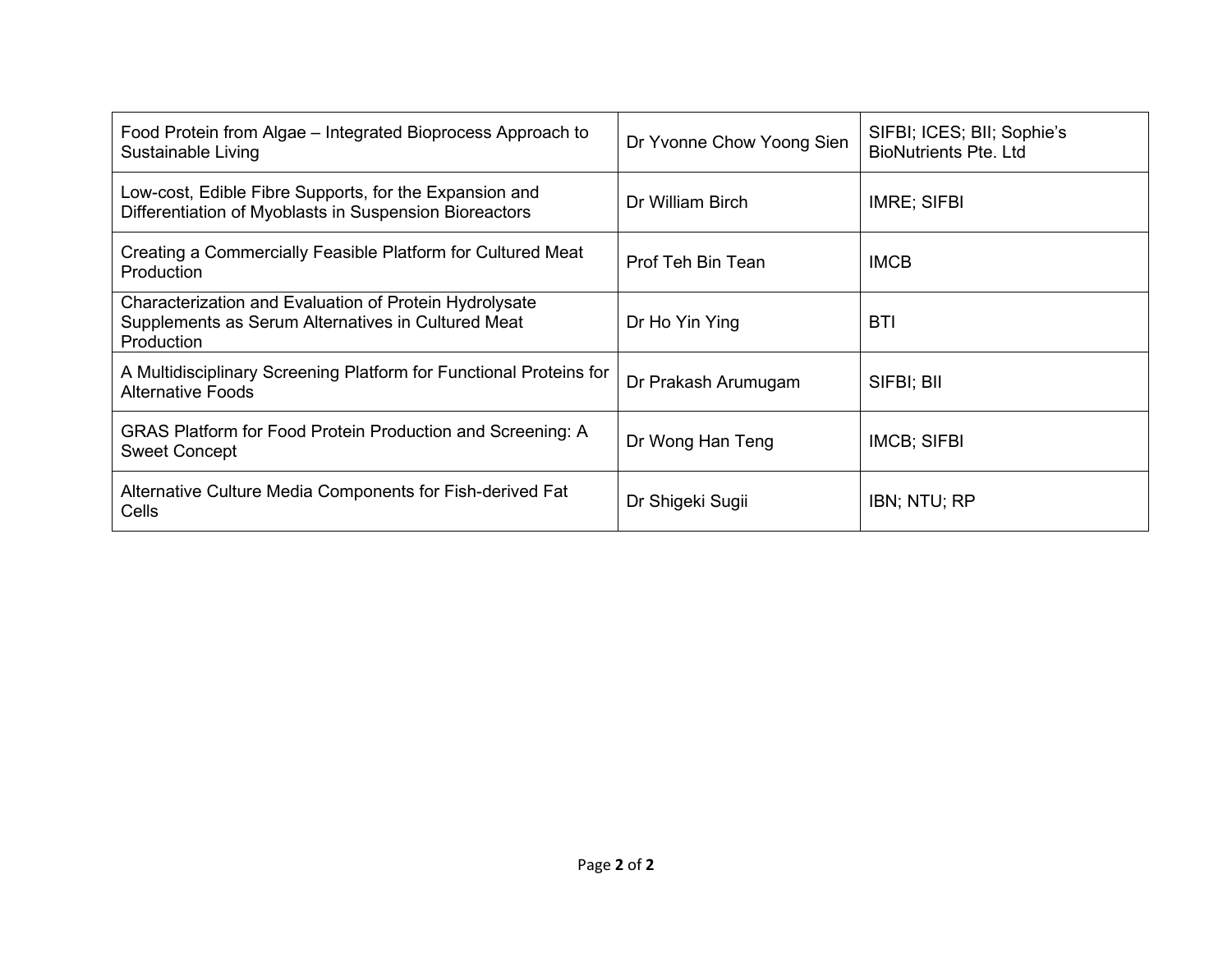| | | |
|---|---|---|
| Food Protein from Algae – Integrated Bioprocess Approach to Sustainable Living | Dr Yvonne Chow Yoong Sien | SIFBI; ICES; BII; Sophie's BioNutrients Pte. Ltd |
| Low-cost, Edible Fibre Supports, for the Expansion and Differentiation of Myoblasts in Suspension Bioreactors | Dr William Birch | IMRE; SIFBI |
| Creating a Commercially Feasible Platform for Cultured Meat Production | Prof Teh Bin Tean | IMCB |
| Characterization and Evaluation of Protein Hydrolysate Supplements as Serum Alternatives in Cultured Meat Production | Dr Ho Yin Ying | BTI |
| A Multidisciplinary Screening Platform for Functional Proteins for Alternative Foods | Dr Prakash Arumugam | SIFBI; BII |
| GRAS Platform for Food Protein Production and Screening: A Sweet Concept | Dr Wong Han Teng | IMCB; SIFBI |
| Alternative Culture Media Components for Fish-derived Fat Cells | Dr Shigeki Sugii | IBN; NTU; RP |